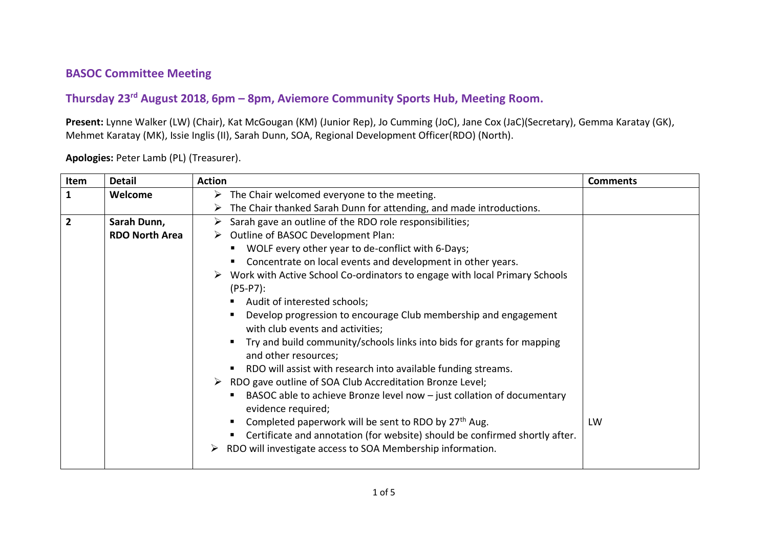## BASOC Committee Meeting

## Thursday 23rd August 2018, 6pm – 8pm, Aviemore Community Sports Hub, Meeting Room.

**Present:** Lynne Walker (LW) (Chair), Kat McGougan (KM) (Junior Rep), Jo Cumming (JoC), Jane Cox (JaC)(Secretary), Gemma Karatay (GK), Mehmet Karatay (MK), Issie Inglis (II), Sarah Dunn, SOA, Regional Development Officer(RDO) (North).

**Apologies:** Peter Lamb (PL) (Treasurer).

| Item | Detail | Action | Comments |
|---|---|---|---|
| **1** | **Welcome** | ➢ The Chair welcomed everyone to the meeting.<br>➢ The Chair thanked Sarah Dunn for attending, and made introductions. | |
| **2** | **Sarah Dunn, RDO North Area** | ➢ Sarah gave an outline of the RDO role responsibilities;<br>➢ Outline of BASOC Development Plan:<br>▪ WOLF every other year to de-conflict with 6-Days;<br>▪ Concentrate on local events and development in other years.<br>➢ Work with Active School Co-ordinators to engage with local Primary Schools (P5-P7):<br>▪ Audit of interested schools;<br>▪ Develop progression to encourage Club membership and engagement with club events and activities;<br>▪ Try and build community/schools links into bids for grants for mapping and other resources;<br>▪ RDO will assist with research into available funding streams.<br>➢ RDO gave outline of SOA Club Accreditation Bronze Level;<br>▪ BASOC able to achieve Bronze level now – just collation of documentary evidence required;<br>▪ Completed paperwork will be sent to RDO by 27th Aug.<br>▪ Certificate and annotation (for website) should be confirmed shortly after.<br>➢ RDO will investigate access to SOA Membership information. | LW |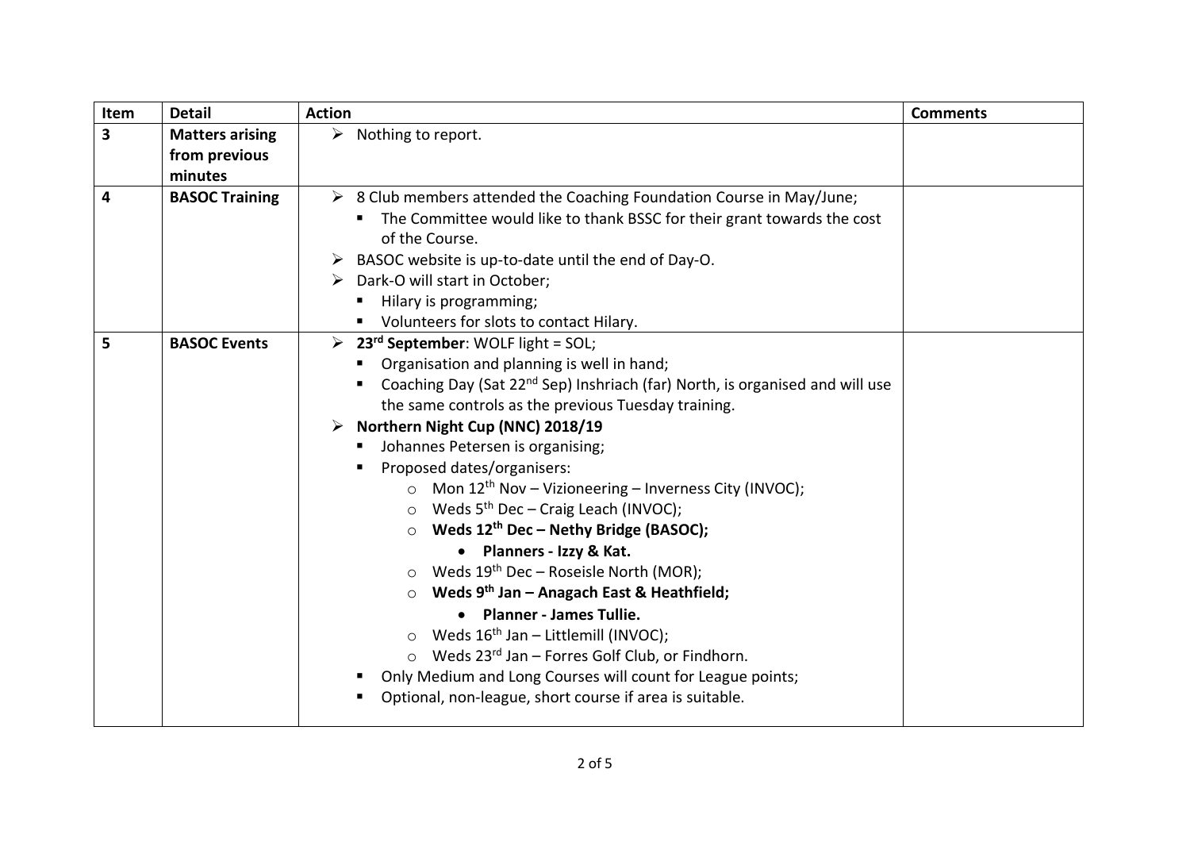| Item | Detail | Action | Comments |
|---|---|---|---|
| **3** | **Matters arising from previous minutes** | ➢ Nothing to report. | |
| **4** | **BASOC Training** | ➢ 8 Club members attended the Coaching Foundation Course in May/June;<br>▪ The Committee would like to thank BSSC for their grant towards the cost of the Course.<br>➢ BASOC website is up-to-date until the end of Day-O.<br>➢ Dark-O will start in October;<br>▪ Hilary is programming;<br>▪ Volunteers for slots to contact Hilary. | |
| **5** | **BASOC Events** | ➢ **23rd September**: WOLF light = SOL;<br>▪ Organisation and planning is well in hand;<br>▪ Coaching Day (Sat 22nd Sep) Inshriach (far) North, is organised and will use the same controls as the previous Tuesday training.<br>➢ **Northern Night Cup (NNC) 2018/19**<br>▪ Johannes Petersen is organising;<br>▪ Proposed dates/organisers:<br>○ Mon 12th Nov – Vizioneering – Inverness City (INVOC);<br>○ Weds 5th Dec – Craig Leach (INVOC);<br>○ **Weds 12th Dec – Nethy Bridge (BASOC);**<br>• **Planners - Izzy & Kat.**<br>○ Weds 19th Dec – Roseisle North (MOR);<br>○ **Weds 9th Jan – Anagach East & Heathfield;**<br>• **Planner - James Tullie.**<br>○ Weds 16th Jan – Littlemill (INVOC);<br>○ Weds 23rd Jan – Forres Golf Club, or Findhorn.<br>▪ Only Medium and Long Courses will count for League points;<br>▪ Optional, non-league, short course if area is suitable. | |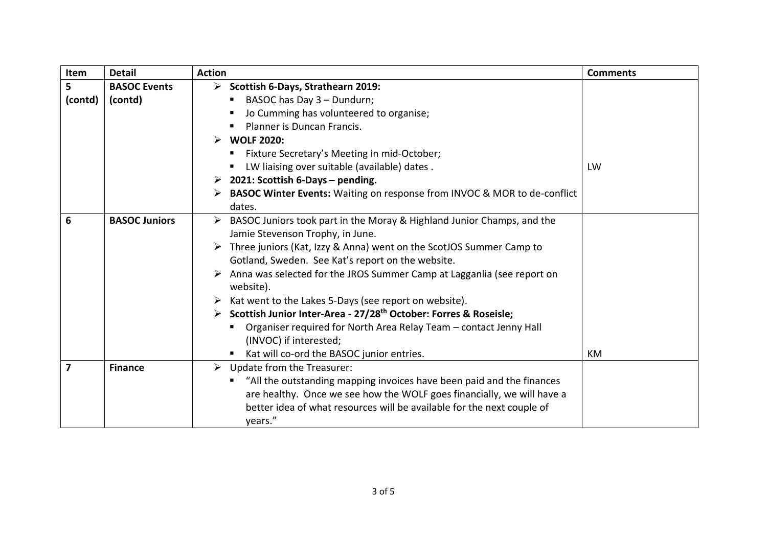| Item | Detail | Action | Comments |
|---|---|---|---|
| 5 (contd) | BASOC Events (contd) | ➢ **Scientific 6-Days, Strathearn 2019:**<br>▪ BASOC has Day 3 – Dundurn;<br>▪ Jo Cumming has volunteered to organise;<br>▪ Planner is Duncan Francis.<br>➢ **WOLF 2020:**<br>▪ Fixture Secretary's Meeting in mid-October;<br>▪ LW liaising over suitable (available) dates .<br>➢ **2021: Scottish 6-Days – pending.**<br>➢ **BASOC Winter Events:** Waiting on response from INVOC & MOR to de-conflict dates. | LW |
| **6** | **BASOC Juniors** | ➢ BASOC Juniors took part in the Moray & Highland Junior Champs, and the Jamie Stevenson Trophy, in June.<br>➢ Three juniors (Kat, Izzy & Anna) went on the ScotJOS Summer Camp to Gotland, Sweden. See Kat's report on the website.<br>➢ Anna was selected for the JROS Summer Camp at Lagganlia (see report on website).<br>➢ Kat went to the Lakes 5-Days (see report on website).<br>➢ **Scottish Junior Inter-Area - 27/28th October: Forres & Roseisle;**<br>▪ Organiser required for North Area Relay Team – contact Jenny Hall (INVOC) if interested;<br>▪ Kat will co-ord the BASOC junior entries. | KM |
| **7** | **Finance** | ➢ Update from the Treasurer:<br>▪ "All the outstanding mapping invoices have been paid and the finances are healthy. Once we see how the WOLF goes financially, we will have a better idea of what resources will be available for the next couple of years." | |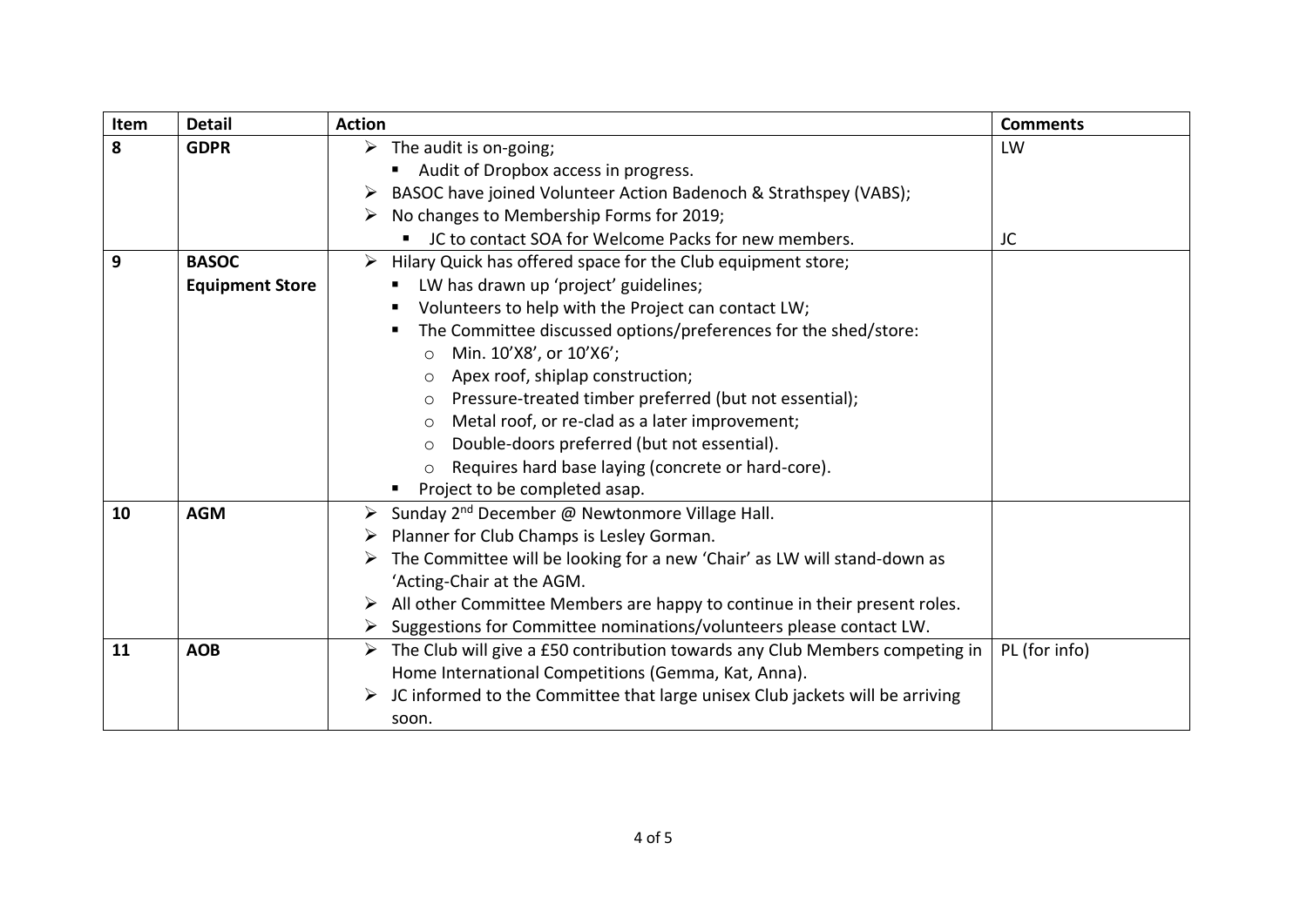| Item | Detail | Action | Comments |
|---|---|---|---|
| **8** | **GDPR** | ➢ The audit is on-going;<br>▪ Audit of Dropbox access in progress.<br>➢ BASOC have joined Volunteer Action Badenoch & Strathspey (VABS);<br>➢ No changes to Membership Forms for 2019;<br>▪ JC to contact SOA for Welcome Packs for new members. | LW<br><br><br><br>JC |
| **9** | **BASOC Equipment Store** | ➢ Hilary Quick has offered space for the Club equipment store;<br>▪ LW has drawn up 'project' guidelines;<br>▪ Volunteers to help with the Project can contact LW;<br>▪ The Committee discussed options/preferences for the shed/store:<br>○ Min. 10'X8', or 10'X6';<br>○ Apex roof, shiplap construction;<br>○ Pressure-treated timber preferred (but not essential);<br>○ Metal roof, or re-clad as a later improvement;<br>○ Double-doors preferred (but not essential).<br>○ Requires hard base laying (concrete or hard-core).<br>▪ Project to be completed asap. | |
| **10** | **AGM** | ➢ Sunday 2nd December @ Newtonmore Village Hall.<br>➢ Planner for Club Champs is Lesley Gorman.<br>➢ The Committee will be looking for a new 'Chair' as LW will stand-down as 'Acting-Chair at the AGM.<br>➢ All other Committee Members are happy to continue in their present roles.<br>➢ Suggestions for Committee nominations/volunteers please contact LW. | |
| **11** | **AOB** | ➢ The Club will give a £50 contribution towards any Club Members competing in Home International Competitions (Gemma, Kat, Anna).<br>➢ JC informed to the Committee that large unisex Club jackets will be arriving soon. | PL (for info) |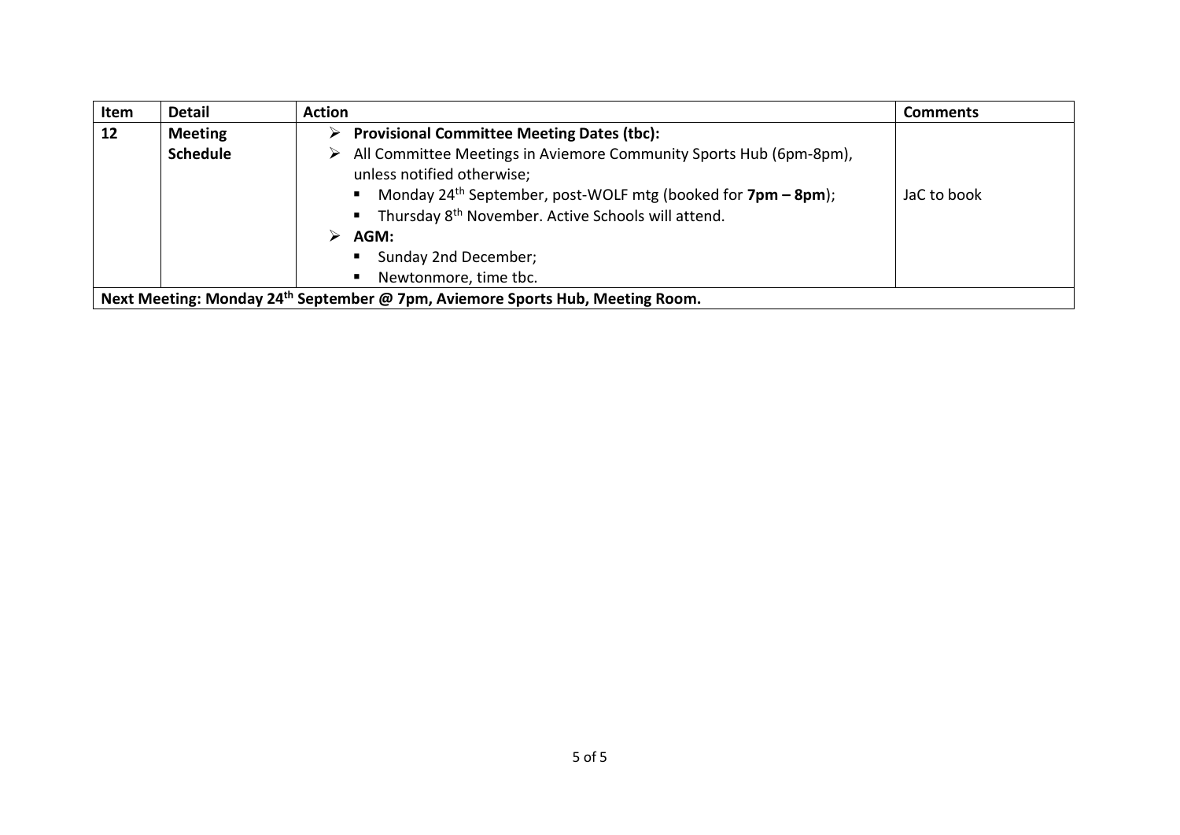| Item | Detail | Action | Comments |
|---|---|---|---|
| 12 | **Meeting Schedule** | ➢ **Provisional Committee Meeting Dates (tbc):**<br>➢ All Committee Meetings in Aviemore Community Sports Hub (6pm-8pm), unless notified otherwise;<br>▪ Monday 24th September, post-WOLF mtg (booked for **7pm – 8pm**);<br>▪ Thursday 8th November. Active Schools will attend.<br>➢ **AGM:**<br>▪ Sunday 2nd December;<br>▪ Newtonmore, time tbc. | <br><br><br>JaC to book |
| **Next Meeting: Monday 24th September @ 7pm, Aviemore Sports Hub, Meeting Room.** | | | |